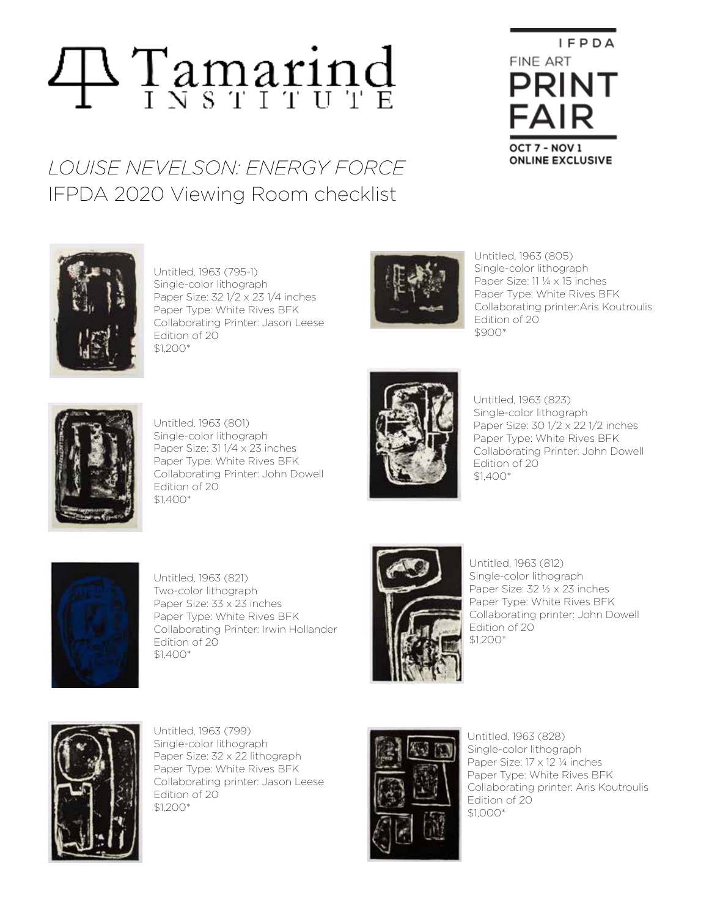Tamarind INSTITUTE

IFPDA FINE ART PRINT FAIR
OCT 7 - NOV 1
ONLINE EXCLUSIVE

# *LOUISE NEVELSON: ENERGY FORCE*
## IFPDA 2020 Viewing Room checklist

Untitled, 1963 (795-1)
Single-color lithograph
Paper Size: 32 1/2 x 23 1/4 inches
Paper Type: White Rives BFK
Collaborating Printer: Jason Leese
Edition of 20
$1,200*

Untitled, 1963 (805)
Single-color lithograph
Paper Size: 11 ¼ x 15 inches
Paper Type: White Rives BFK
Collaborating printer:Aris Koutroulis
Edition of 20
$900*

Untitled, 1963 (801)
Single-color lithograph
Paper Size: 31 1/4 x 23 inches
Paper Type: White Rives BFK
Collaborating Printer: John Dowell
Edition of 20
$1,400*

Untitled, 1963 (823)
Single-color lithograph
Paper Size: 30 1/2 x 22 1/2 inches
Paper Type: White Rives BFK
Collaborating Printer: John Dowell
Edition of 20
$1,400*

Untitled, 1963 (821)
Two-color lithograph
Paper Size: 33 x 23 inches
Paper Type: White Rives BFK
Collaborating Printer: Irwin Hollander
Edition of 20
$1,400*

Untitled, 1963 (812)
Single-color lithograph
Paper Size: 32 ½ x 23 inches
Paper Type: White Rives BFK
Collaborating printer: John Dowell
Edition of 20
$1,200*

Untitled, 1963 (799)
Single-color lithograph
Paper Size: 32 x 22 lithograph
Paper Type: White Rives BFK
Collaborating printer: Jason Leese
Edition of 20
$1,200*

Untitled, 1963 (828)
Single-color lithograph
Paper Size: 17 x 12 ¼ inches
Paper Type: White Rives BFK
Collaborating printer: Aris Koutroulis
Edition of 20
$1,000*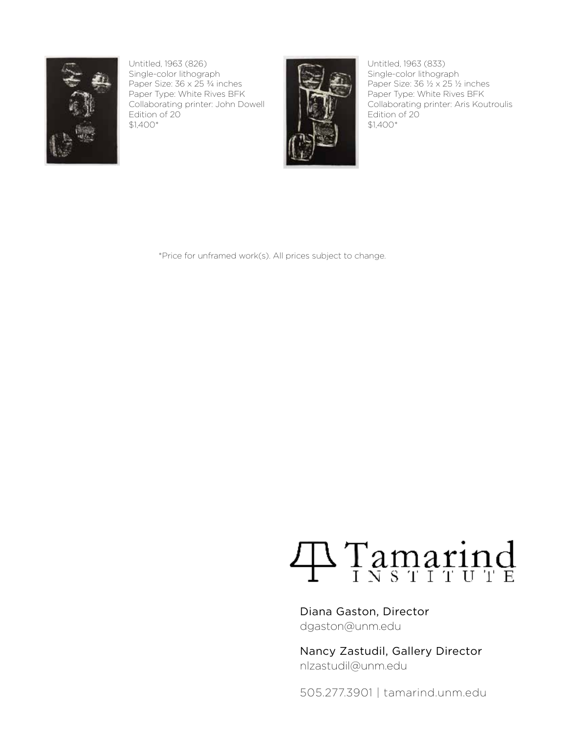Untitled, 1963 (826)
Single-color lithograph
Paper Size: 36 x 25 ¾ inches
Paper Type: White Rives BFK
Collaborating printer: John Dowell
Edition of 20
$1,400*

Untitled, 1963 (833)
Single-color lithograph
Paper Size: 36 ½ x 25 ½ inches
Paper Type: White Rives BFK
Collaborating printer: Aris Koutroulis
Edition of 20
$1,400*

*Price for unframed work(s). All prices subject to change.

Tamarind INSTITUTE

Diana Gaston, Director
dgaston@unm.edu

Nancy Zastudil, Gallery Director
nlzastudil@unm.edu

505.277.3901 | tamarind.unm.edu